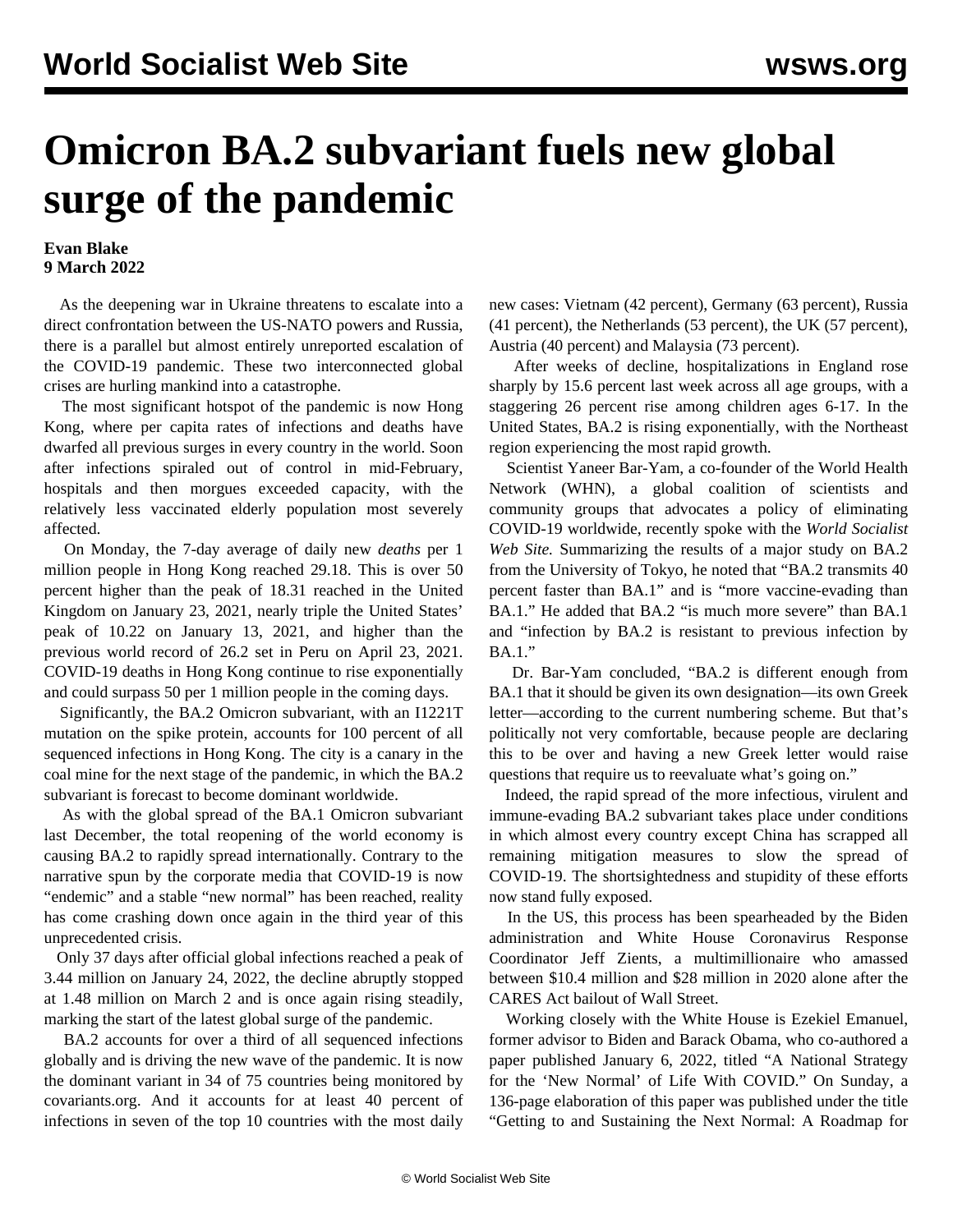# Omicron BA.2 subvariant fuels new global surge of the pandemic

**Evan Blake**
**9 March 2022**

As the deepening war in Ukraine threatens to escalate into a direct confrontation between the US-NATO powers and Russia, there is a parallel but almost entirely unreported escalation of the COVID-19 pandemic. These two interconnected global crises are hurling mankind into a catastrophe.

The most significant hotspot of the pandemic is now Hong Kong, where per capita rates of infections and deaths have dwarfed all previous surges in every country in the world. Soon after infections spiraled out of control in mid-February, hospitals and then morgues exceeded capacity, with the relatively less vaccinated elderly population most severely affected.

On Monday, the 7-day average of daily new *deaths* per 1 million people in Hong Kong reached 29.18. This is over 50 percent higher than the peak of 18.31 reached in the United Kingdom on January 23, 2021, nearly triple the United States' peak of 10.22 on January 13, 2021, and higher than the previous world record of 26.2 set in Peru on April 23, 2021. COVID-19 deaths in Hong Kong continue to rise exponentially and could surpass 50 per 1 million people in the coming days.

Significantly, the BA.2 Omicron subvariant, with an I1221T mutation on the spike protein, accounts for 100 percent of all sequenced infections in Hong Kong. The city is a canary in the coal mine for the next stage of the pandemic, in which the BA.2 subvariant is forecast to become dominant worldwide.

As with the global spread of the BA.1 Omicron subvariant last December, the total reopening of the world economy is causing BA.2 to rapidly spread internationally. Contrary to the narrative spun by the corporate media that COVID-19 is now "endemic" and a stable "new normal" has been reached, reality has come crashing down once again in the third year of this unprecedented crisis.

Only 37 days after official global infections reached a peak of 3.44 million on January 24, 2022, the decline abruptly stopped at 1.48 million on March 2 and is once again rising steadily, marking the start of the latest global surge of the pandemic.

BA.2 accounts for over a third of all sequenced infections globally and is driving the new wave of the pandemic. It is now the dominant variant in 34 of 75 countries being monitored by covariants.org. And it accounts for at least 40 percent of infections in seven of the top 10 countries with the most daily new cases: Vietnam (42 percent), Germany (63 percent), Russia (41 percent), the Netherlands (53 percent), the UK (57 percent), Austria (40 percent) and Malaysia (73 percent).

After weeks of decline, hospitalizations in England rose sharply by 15.6 percent last week across all age groups, with a staggering 26 percent rise among children ages 6-17. In the United States, BA.2 is rising exponentially, with the Northeast region experiencing the most rapid growth.

Scientist Yaneer Bar-Yam, a co-founder of the World Health Network (WHN), a global coalition of scientists and community groups that advocates a policy of eliminating COVID-19 worldwide, recently spoke with the *World Socialist Web Site.* Summarizing the results of a major study on BA.2 from the University of Tokyo, he noted that "BA.2 transmits 40 percent faster than BA.1" and is "more vaccine-evading than BA.1." He added that BA.2 "is much more severe" than BA.1 and "infection by BA.2 is resistant to previous infection by BA.1."

Dr. Bar-Yam concluded, "BA.2 is different enough from BA.1 that it should be given its own designation—its own Greek letter—according to the current numbering scheme. But that's politically not very comfortable, because people are declaring this to be over and having a new Greek letter would raise questions that require us to reevaluate what's going on."

Indeed, the rapid spread of the more infectious, virulent and immune-evading BA.2 subvariant takes place under conditions in which almost every country except China has scrapped all remaining mitigation measures to slow the spread of COVID-19. The shortsightedness and stupidity of these efforts now stand fully exposed.

In the US, this process has been spearheaded by the Biden administration and White House Coronavirus Response Coordinator Jeff Zients, a multimillionaire who amassed between $10.4 million and $28 million in 2020 alone after the CARES Act bailout of Wall Street.

Working closely with the White House is Ezekiel Emanuel, former advisor to Biden and Barack Obama, who co-authored a paper published January 6, 2022, titled "A National Strategy for the 'New Normal' of Life With COVID." On Sunday, a 136-page elaboration of this paper was published under the title "Getting to and Sustaining the Next Normal: A Roadmap for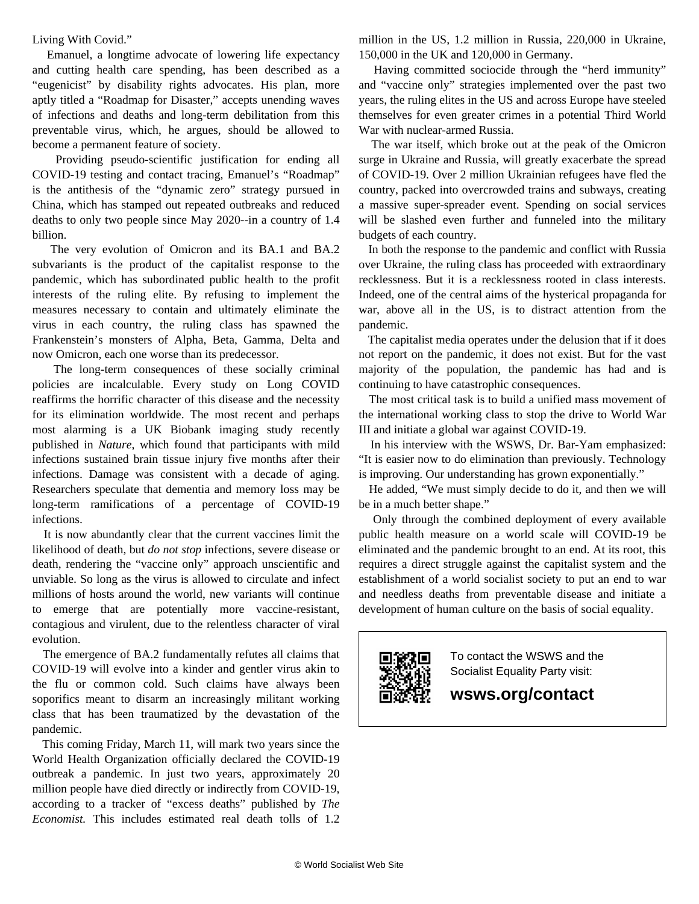Living With Covid."

Emanuel, a longtime advocate of lowering life expectancy and cutting health care spending, has been described as a "eugenicist" by disability rights advocates. His plan, more aptly titled a "Roadmap for Disaster," accepts unending waves of infections and deaths and long-term debilitation from this preventable virus, which, he argues, should be allowed to become a permanent feature of society.

Providing pseudo-scientific justification for ending all COVID-19 testing and contact tracing, Emanuel's "Roadmap" is the antithesis of the "dynamic zero" strategy pursued in China, which has stamped out repeated outbreaks and reduced deaths to only two people since May 2020--in a country of 1.4 billion.

The very evolution of Omicron and its BA.1 and BA.2 subvariants is the product of the capitalist response to the pandemic, which has subordinated public health to the profit interests of the ruling elite. By refusing to implement the measures necessary to contain and ultimately eliminate the virus in each country, the ruling class has spawned the Frankenstein's monsters of Alpha, Beta, Gamma, Delta and now Omicron, each one worse than its predecessor.

The long-term consequences of these socially criminal policies are incalculable. Every study on Long COVID reaffirms the horrific character of this disease and the necessity for its elimination worldwide. The most recent and perhaps most alarming is a UK Biobank imaging study recently published in *Nature*, which found that participants with mild infections sustained brain tissue injury five months after their infections. Damage was consistent with a decade of aging. Researchers speculate that dementia and memory loss may be long-term ramifications of a percentage of COVID-19 infections.

It is now abundantly clear that the current vaccines limit the likelihood of death, but *do not stop* infections, severe disease or death, rendering the "vaccine only" approach unscientific and unviable. So long as the virus is allowed to circulate and infect millions of hosts around the world, new variants will continue to emerge that are potentially more vaccine-resistant, contagious and virulent, due to the relentless character of viral evolution.

The emergence of BA.2 fundamentally refutes all claims that COVID-19 will evolve into a kinder and gentler virus akin to the flu or common cold. Such claims have always been soporifics meant to disarm an increasingly militant working class that has been traumatized by the devastation of the pandemic.

This coming Friday, March 11, will mark two years since the World Health Organization officially declared the COVID-19 outbreak a pandemic. In just two years, approximately 20 million people have died directly or indirectly from COVID-19, according to a tracker of "excess deaths" published by *The Economist.* This includes estimated real death tolls of 1.2 million in the US, 1.2 million in Russia, 220,000 in Ukraine, 150,000 in the UK and 120,000 in Germany.

Having committed sociocide through the "herd immunity" and "vaccine only" strategies implemented over the past two years, the ruling elites in the US and across Europe have steeled themselves for even greater crimes in a potential Third World War with nuclear-armed Russia.

The war itself, which broke out at the peak of the Omicron surge in Ukraine and Russia, will greatly exacerbate the spread of COVID-19. Over 2 million Ukrainian refugees have fled the country, packed into overcrowded trains and subways, creating a massive super-spreader event. Spending on social services will be slashed even further and funneled into the military budgets of each country.

In both the response to the pandemic and conflict with Russia over Ukraine, the ruling class has proceeded with extraordinary recklessness. But it is a recklessness rooted in class interests. Indeed, one of the central aims of the hysterical propaganda for war, above all in the US, is to distract attention from the pandemic.

The capitalist media operates under the delusion that if it does not report on the pandemic, it does not exist. But for the vast majority of the population, the pandemic has had and is continuing to have catastrophic consequences.

The most critical task is to build a unified mass movement of the international working class to stop the drive to World War III and initiate a global war against COVID-19.

In his interview with the WSWS, Dr. Bar-Yam emphasized: "It is easier now to do elimination than previously. Technology is improving. Our understanding has grown exponentially."

He added, "We must simply decide to do it, and then we will be in a much better shape."

Only through the combined deployment of every available public health measure on a world scale will COVID-19 be eliminated and the pandemic brought to an end. At its root, this requires a direct struggle against the capitalist system and the establishment of a world socialist society to put an end to war and needless deaths from preventable disease and initiate a development of human culture on the basis of social equality.

To contact the WSWS and the Socialist Equality Party visit:

**wsws.org/contact**